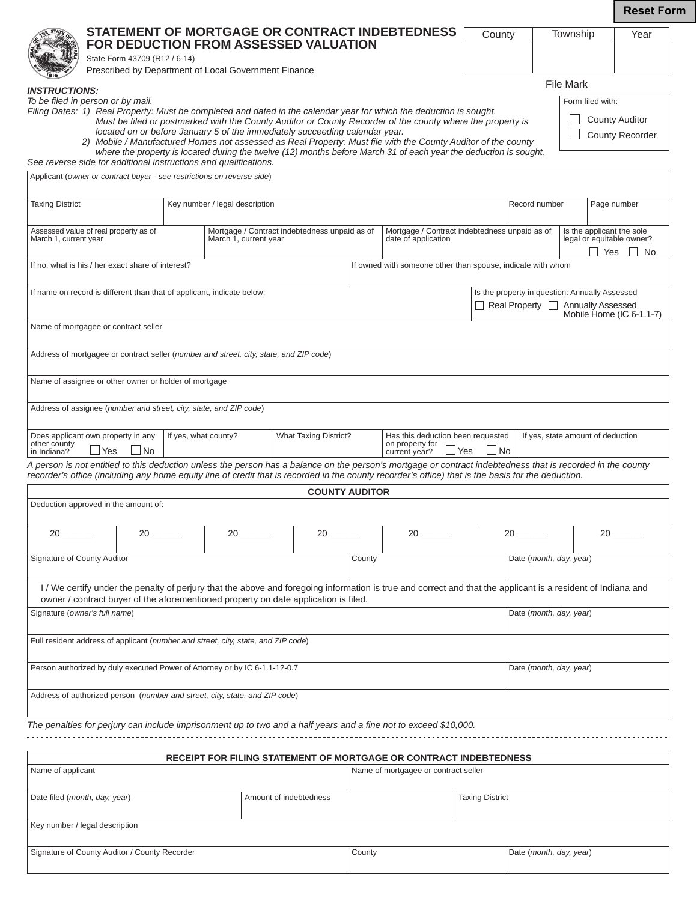Reset Form

# STATEMENT OF MORTGAGE OR CONTRACT INDEBTEDNESS FOR DEDUCTION FROM ASSESSED VALUATION

State Form 43709 (R12 / 6-14)
Prescribed by Department of Local Government Finance

| County | Township | Year |
|---|---|---|
| | | |

File Mark

Form filed with:
☐ County Auditor
☐ County Recorder

***INSTRUCTIONS:***

*To be filed in person or by mail.*

*Filing Dates: 1) Real Property: Must be completed and dated in the calendar year for which the deduction is sought. Must be filed or postmarked with the County Auditor or County Recorder of the county where the property is located on or before January 5 of the immediately succeeding calendar year.*

*2) Mobile / Manufactured Homes not assessed as Real Property: Must file with the County Auditor of the county where the property is located during the twelve (12) months before March 31 of each year the deduction is sought.*

*See reverse side for additional instructions and qualifications.*

Applicant (*owner or contract buyer - see restrictions on reverse side*)

| Taxing District | Key number / legal description | Record number | Page number |
|---|---|---|---|
| | | | |

| Assessed value of real property as of March 1, current year | Mortgage / Contract indebtedness unpaid as of March 1, current year | Mortgage / Contract indebtedness unpaid as of date of application | Is the applicant the sole legal or equitable owner? ☐ Yes ☐ No |
|---|---|---|---|
| | | | |

| If no, what is his / her exact share of interest? | If owned with someone other than spouse, indicate with whom |
|---|---|
| | |

| If name on record is different than that of applicant, indicate below: | Is the property in question: Annually Assessed ☐ Real Property ☐ Annually Assessed Mobile Home (IC 6-1.1-7) |
|---|---|
| | |

Name of mortgagee or contract seller

Address of mortgagee or contract seller (*number and street, city, state, and ZIP code*)

Name of assignee or other owner or holder of mortgage

Address of assignee (*number and street, city, state, and ZIP code*)

| Does applicant own property in any other county in Indiana? ☐ Yes ☐ No | If yes, what county? | What Taxing District? | Has this deduction been requested on property for current year? ☐ Yes ☐ No | If yes, state amount of deduction |
|---|---|---|---|---|
| | | | | |

*A person is not entitled to this deduction unless the person has a balance on the person's mortgage or contract indebtedness that is recorded in the county recorder's office (including any home equity line of credit that is recorded in the county recorder's office) that is the basis for the deduction.*

**COUNTY AUDITOR**

Deduction approved in the amount of:

| 20 ______ | 20 ______ | 20 ______ | 20 ______ | 20 ______ | 20 ______ | 20 ______ |
|---|---|---|---|---|---|---|

| Signature of County Auditor | County | Date (*month, day, year*) |
|---|---|---|
| | | |

I / We certify under the penalty of perjury that the above and foregoing information is true and correct and that the applicant is a resident of Indiana and owner / contract buyer of the aforementioned property on date application is filed.

| Signature (*owner's full name*) | Date (*month, day, year*) |
|---|---|
| | |

Full resident address of applicant (*number and street, city, state, and ZIP code*)

| Person authorized by duly executed Power of Attorney or by IC 6-1.1-12-0.7 | Date (*month, day, year*) |
|---|---|
| | |

Address of authorized person (*number and street, city, state, and ZIP code*)

*The penalties for perjury can include imprisonment up to two and a half years and a fine not to exceed $10,000.*

---

**RECEIPT FOR FILING STATEMENT OF MORTGAGE OR CONTRACT INDEBTEDNESS**

| Name of applicant | Name of mortgagee or contract seller |
|---|---|
| | |

| Date filed (*month, day, year*) | Amount of indebtedness | Taxing District |
|---|---|---|
| | | |

Key number / legal description

| Signature of County Auditor / County Recorder | County | Date (*month, day, year*) |
|---|---|---|
| | | |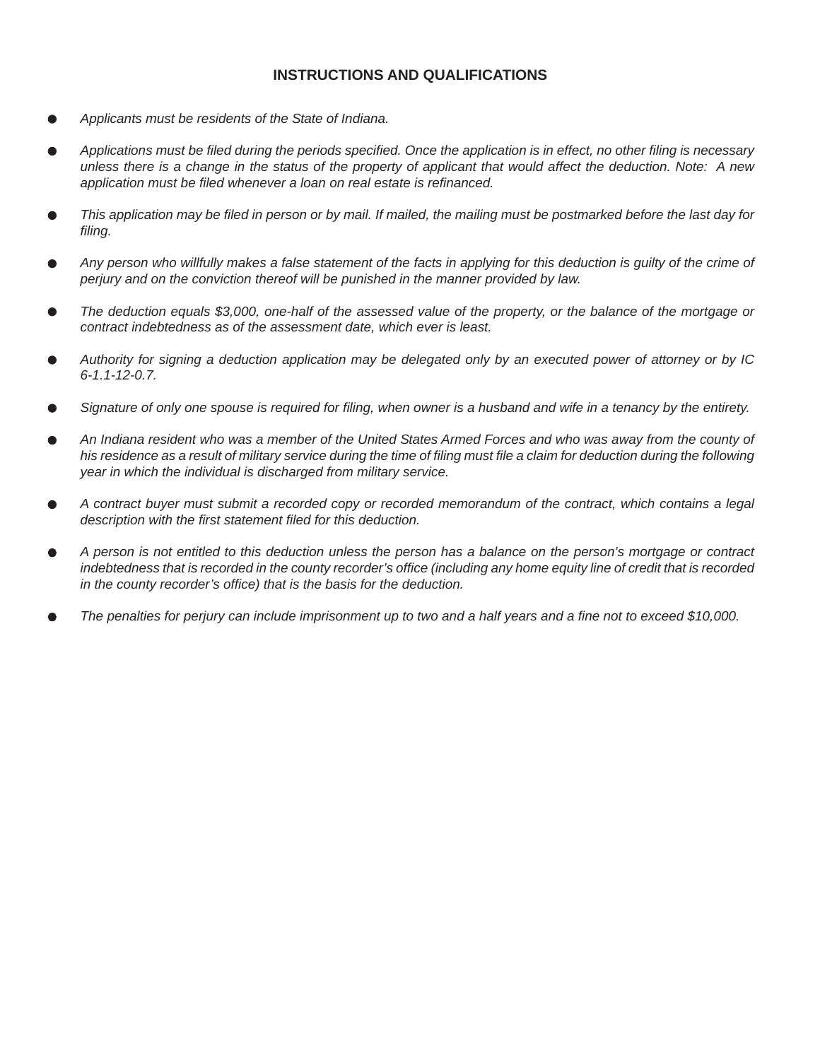## INSTRUCTIONS AND QUALIFICATIONS

- *Applicants must be residents of the State of Indiana.*
- *Applications must be filed during the periods specified. Once the application is in effect, no other filing is necessary unless there is a change in the status of the property of applicant that would affect the deduction. Note: A new application must be filed whenever a loan on real estate is refinanced.*
- *This application may be filed in person or by mail. If mailed, the mailing must be postmarked before the last day for filing.*
- *Any person who willfully makes a false statement of the facts in applying for this deduction is guilty of the crime of perjury and on the conviction thereof will be punished in the manner provided by law.*
- *The deduction equals $3,000, one-half of the assessed value of the property, or the balance of the mortgage or contract indebtedness as of the assessment date, which ever is least.*
- *Authority for signing a deduction application may be delegated only by an executed power of attorney or by IC 6-1.1-12-0.7.*
- *Signature of only one spouse is required for filing, when owner is a husband and wife in a tenancy by the entirety.*
- *An Indiana resident who was a member of the United States Armed Forces and who was away from the county of his residence as a result of military service during the time of filing must file a claim for deduction during the following year in which the individual is discharged from military service.*
- *A contract buyer must submit a recorded copy or recorded memorandum of the contract, which contains a legal description with the first statement filed for this deduction.*
- *A person is not entitled to this deduction unless the person has a balance on the person's mortgage or contract indebtedness that is recorded in the county recorder's office (including any home equity line of credit that is recorded in the county recorder's office) that is the basis for the deduction.*
- *The penalties for perjury can include imprisonment up to two and a half years and a fine not to exceed $10,000.*